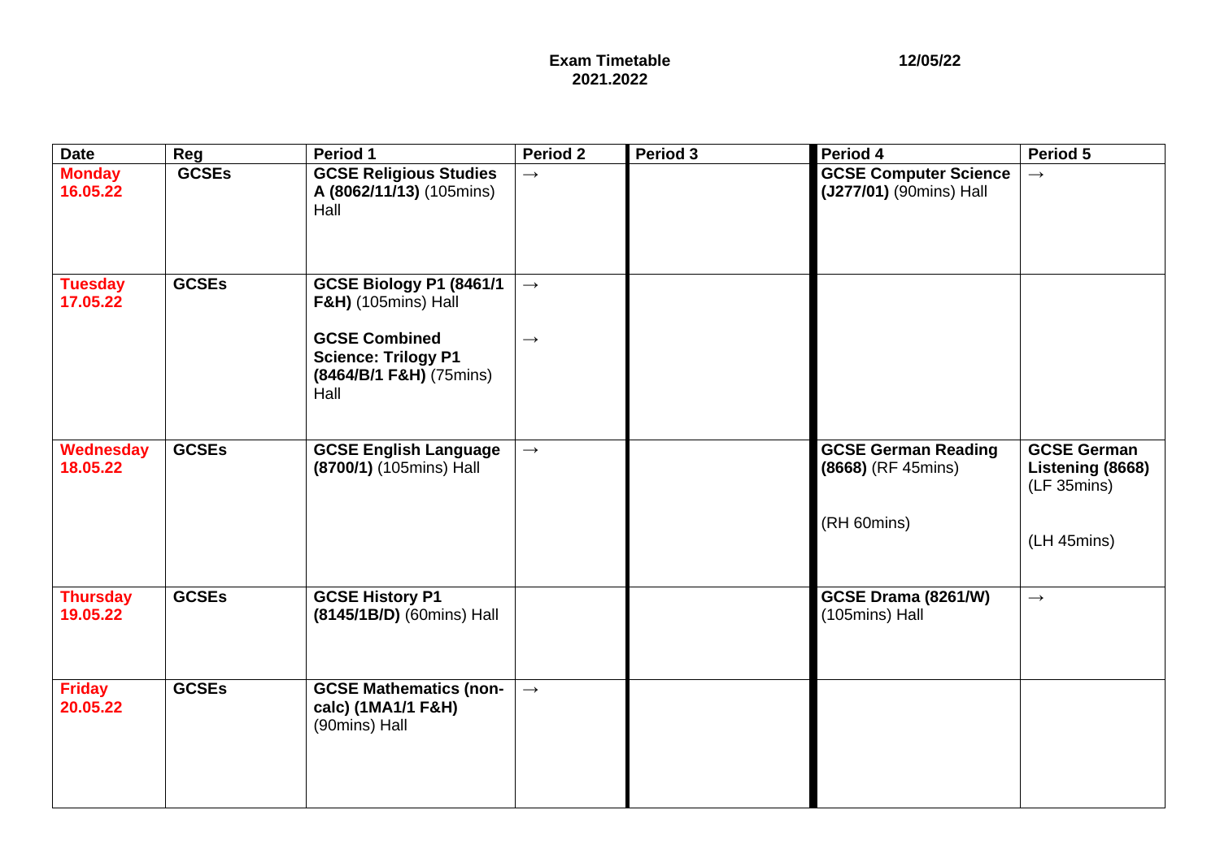**Exam Timetable**
**2021.2022**

**12/05/22**

| Date | Reg | Period 1 | Period 2 | Period 3 | Period 4 | Period 5 |
|---|---|---|---|---|---|---|
| **Monday 16.05.22** | **GCSEs** | **GCSE Religious Studies A (8062/11/13)** (105mins) Hall | → | | **GCSE Computer Science (J277/01)** (90mins) Hall | → |
| **Tuesday 17.05.22** | **GCSEs** | **GCSE Biology P1 (8461/1 F&H)** (105mins) Hall<br><br>**GCSE Combined Science: Trilogy P1 (8464/B/1 F&H)** (75mins) Hall | →<br><br>→ | | | |
| **Wednesday 18.05.22** | **GCSEs** | **GCSE English Language (8700/1)** (105mins) Hall | → | | **GCSE German Reading (8668)** (RF 45mins)<br><br>(RH 60mins) | **GCSE German Listening (8668)** (LF 35mins)<br><br>(LH 45mins) |
| **Thursday 19.05.22** | **GCSEs** | **GCSE History P1 (8145/1B/D)** (60mins) Hall | | | **GCSE Drama (8261/W)** (105mins) Hall | → |
| **Friday 20.05.22** | **GCSEs** | **GCSE Mathematics (non-calc) (1MA1/1 F&H)** (90mins) Hall | → | | | |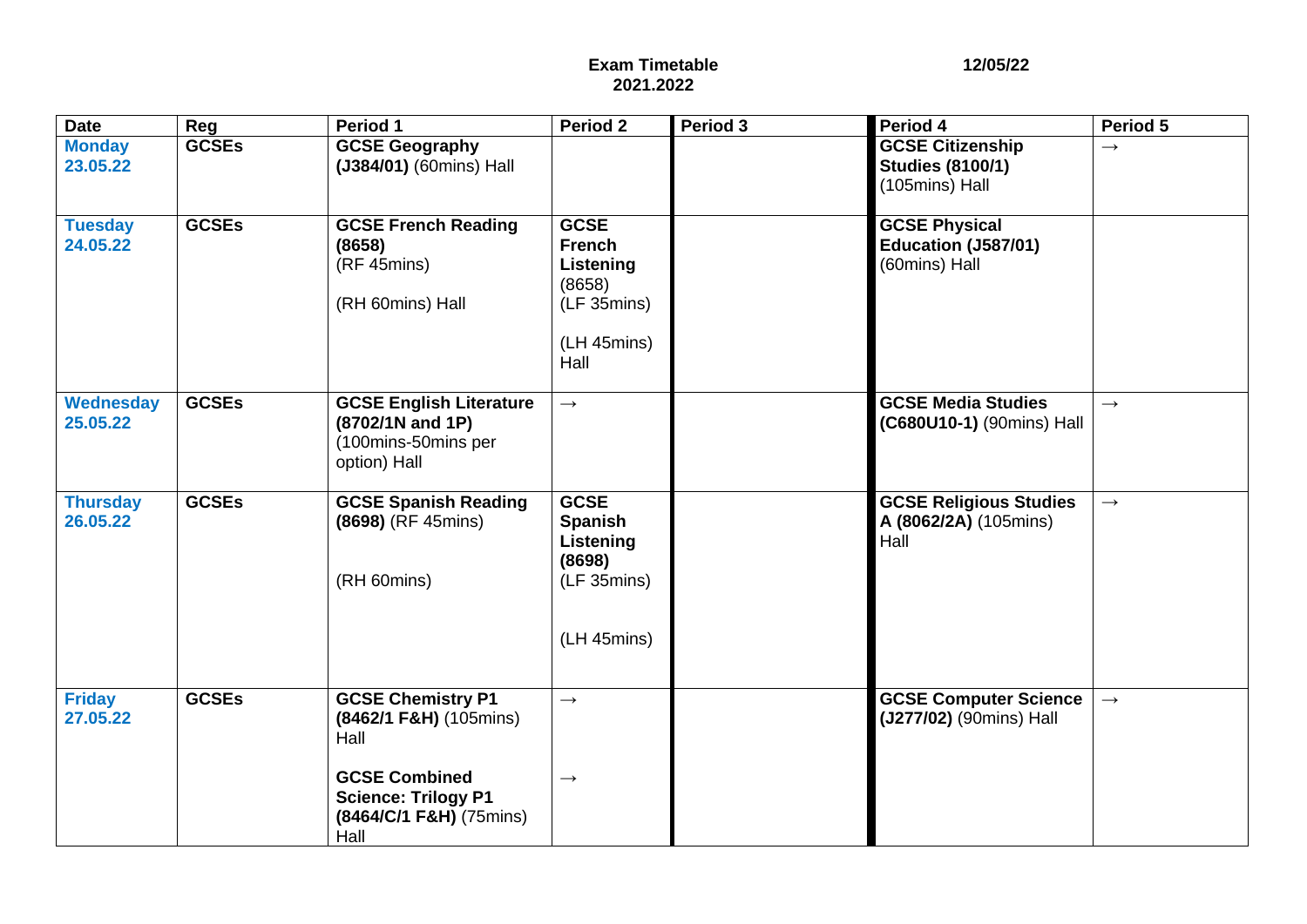**Exam Timetable 2021.2022** 12/05/22

| Date | Reg | Period 1 | Period 2 | Period 3 | Period 4 | Period 5 |
|---|---|---|---|---|---|---|
| **Monday 23.05.22** | **GCSEs** | **GCSE Geography (J384/01)** (60mins) Hall | | | **GCSE Citizenship Studies (8100/1)** (105mins) Hall | → |
| **Tuesday 24.05.22** | **GCSEs** | **GCSE French Reading (8658)** (RF 45mins) (RH 60mins) Hall | **GCSE French Listening** (8658) (LF 35mins) (LH 45mins) Hall | | **GCSE Physical Education (J587/01)** (60mins) Hall | |
| **Wednesday 25.05.22** | **GCSEs** | **GCSE English Literature (8702/1N and 1P)** (100mins-50mins per option) Hall | → | | **GCSE Media Studies (C680U10-1)** (90mins) Hall | → |
| **Thursday 26.05.22** | **GCSEs** | **GCSE Spanish Reading (8698)** (RF 45mins) (RH 60mins) | **GCSE Spanish Listening (8698)** (LF 35mins) (LH 45mins) | | **GCSE Religious Studies A (8062/2A)** (105mins) Hall | → |
| **Friday 27.05.22** | **GCSEs** | **GCSE Chemistry P1 (8462/1 F&H)** (105mins) Hall<br>**GCSE Combined Science: Trilogy P1 (8464/C/1 F&H)** (75mins) Hall | →<br>→ | | **GCSE Computer Science (J277/02)** (90mins) Hall | → |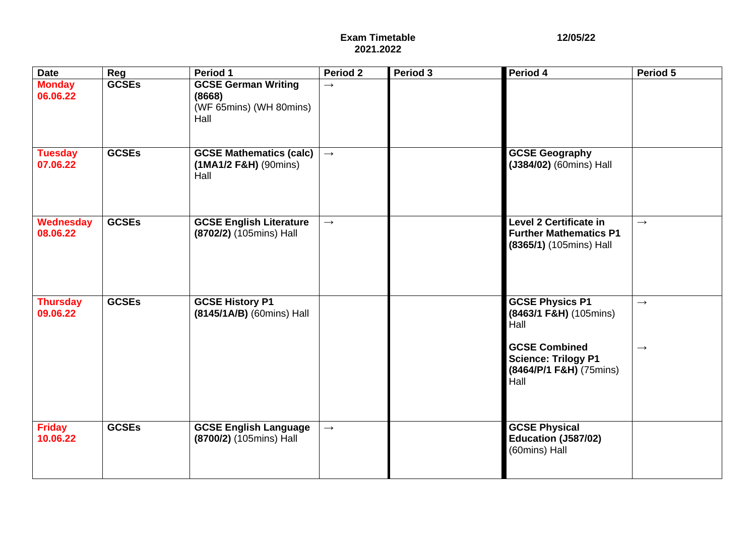**Exam Timetable**
**2021.2022**

**12/05/22**

| Date | Reg | Period 1 | Period 2 | Period 3 | Period 4 | Period 5 |
|---|---|---|---|---|---|---|
| **Monday 06.06.22** | **GCSEs** | **GCSE German Writing (8668)** (WF 65mins) (WH 80mins) Hall | → | | | |
| **Tuesday 07.06.22** | **GCSEs** | **GCSE Mathematics (calc) (1MA1/2 F&H)** (90mins) Hall | → | | **GCSE Geography (J384/02)** (60mins) Hall | |
| **Wednesday 08.06.22** | **GCSEs** | **GCSE English Literature (8702/2)** (105mins) Hall | → | | **Level 2 Certificate in Further Mathematics P1 (8365/1)** (105mins) Hall | → |
| **Thursday 09.06.22** | **GCSEs** | **GCSE History P1 (8145/1A/B)** (60mins) Hall | | | **GCSE Physics P1 (8463/1 F&H)** (105mins) Hall<br><br>**GCSE Combined Science: Trilogy P1 (8464/P/1 F&H)** (75mins) Hall | →<br><br>→ |
| **Friday 10.06.22** | **GCSEs** | **GCSE English Language (8700/2)** (105mins) Hall | → | | **GCSE Physical Education (J587/02)** (60mins) Hall | |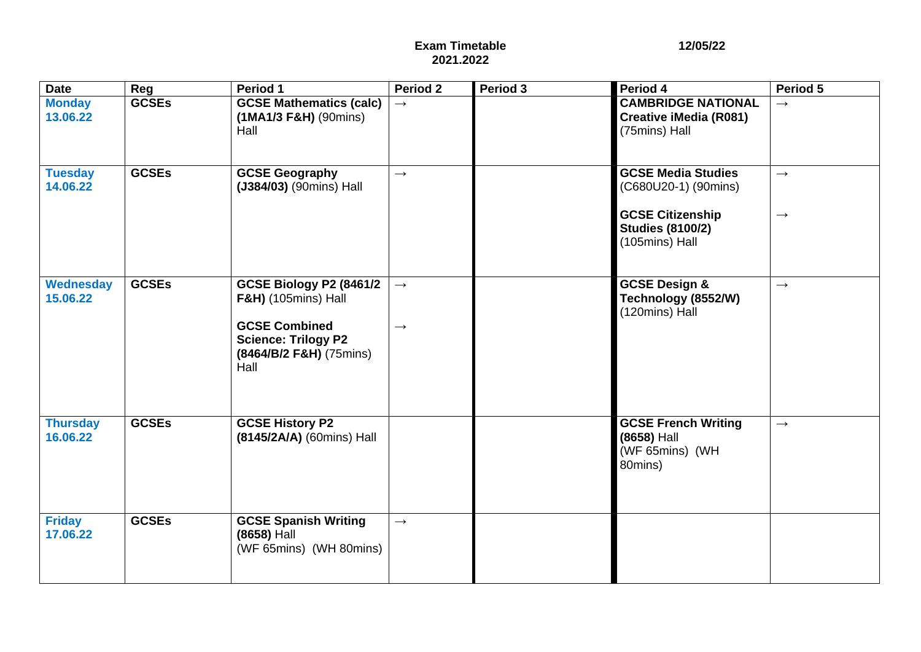**Exam Timetable**
**2021.2022**

**12/05/22**

| Date | Reg | Period 1 | Period 2 | Period 3 | Period 4 | Period 5 |
|---|---|---|---|---|---|---|
| **Monday 13.06.22** | **GCSEs** | **GCSE Mathematics (calc) (1MA1/3 F&H)** (90mins) Hall | → | | **CAMBRIDGE NATIONAL Creative iMedia (R081)** (75mins) Hall | → |
| **Tuesday 14.06.22** | **GCSEs** | **GCSE Geography (J384/03)** (90mins) Hall | → | | **GCSE Media Studies** (C680U20-1) (90mins)<br><br>**GCSE Citizenship Studies (8100/2)** (105mins) Hall | →<br><br>→ |
| **Wednesday 15.06.22** | **GCSEs** | **GCSE Biology P2 (8461/2 F&H)** (105mins) Hall<br><br>**GCSE Combined Science: Trilogy P2 (8464/B/2 F&H)** (75mins) Hall | →<br><br>→ | | **GCSE Design & Technology (8552/W)** (120mins) Hall | → |
| **Thursday 16.06.22** | **GCSEs** | **GCSE History P2 (8145/2A/A)** (60mins) Hall | | | **GCSE French Writing (8658)** Hall (WF 65mins) (WH 80mins) | → |
| **Friday 17.06.22** | **GCSEs** | **GCSE Spanish Writing (8658)** Hall (WF 65mins) (WH 80mins) | → | | | |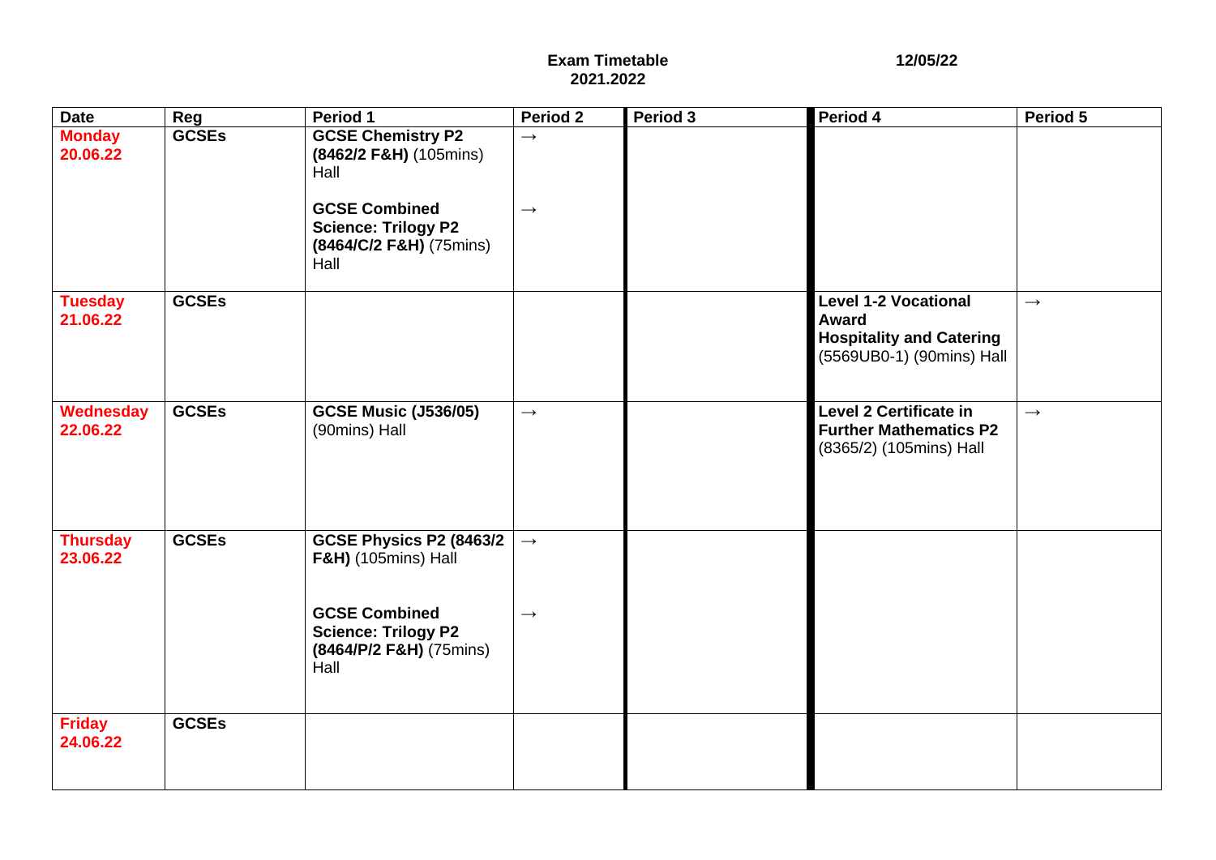**Exam Timetable**
**2021.2022**

**12/05/22**

| Date | Reg | Period 1 | Period 2 | Period 3 | Period 4 | Period 5 |
|---|---|---|---|---|---|---|
| **Monday 20.06.22** | **GCSEs** | **GCSE Chemistry P2 (8462/2 F&H)** (105mins) Hall<br><br>**GCSE Combined Science: Trilogy P2 (8464/C/2 F&H)** (75mins) Hall | →<br><br>→ | | | |
| **Tuesday 21.06.22** | **GCSEs** | | | | **Level 1-2 Vocational Award Hospitality and Catering** (5569UB0-1) (90mins) Hall | → |
| **Wednesday 22.06.22** | **GCSEs** | **GCSE Music (J536/05)** (90mins) Hall | → | | **Level 2 Certificate in Further Mathematics P2** (8365/2) (105mins) Hall | → |
| **Thursday 23.06.22** | **GCSEs** | **GCSE Physics P2 (8463/2 F&H)** (105mins) Hall<br><br>**GCSE Combined Science: Trilogy P2 (8464/P/2 F&H)** (75mins) Hall | →<br><br>→ | | | |
| **Friday 24.06.22** | **GCSEs** | | | | | |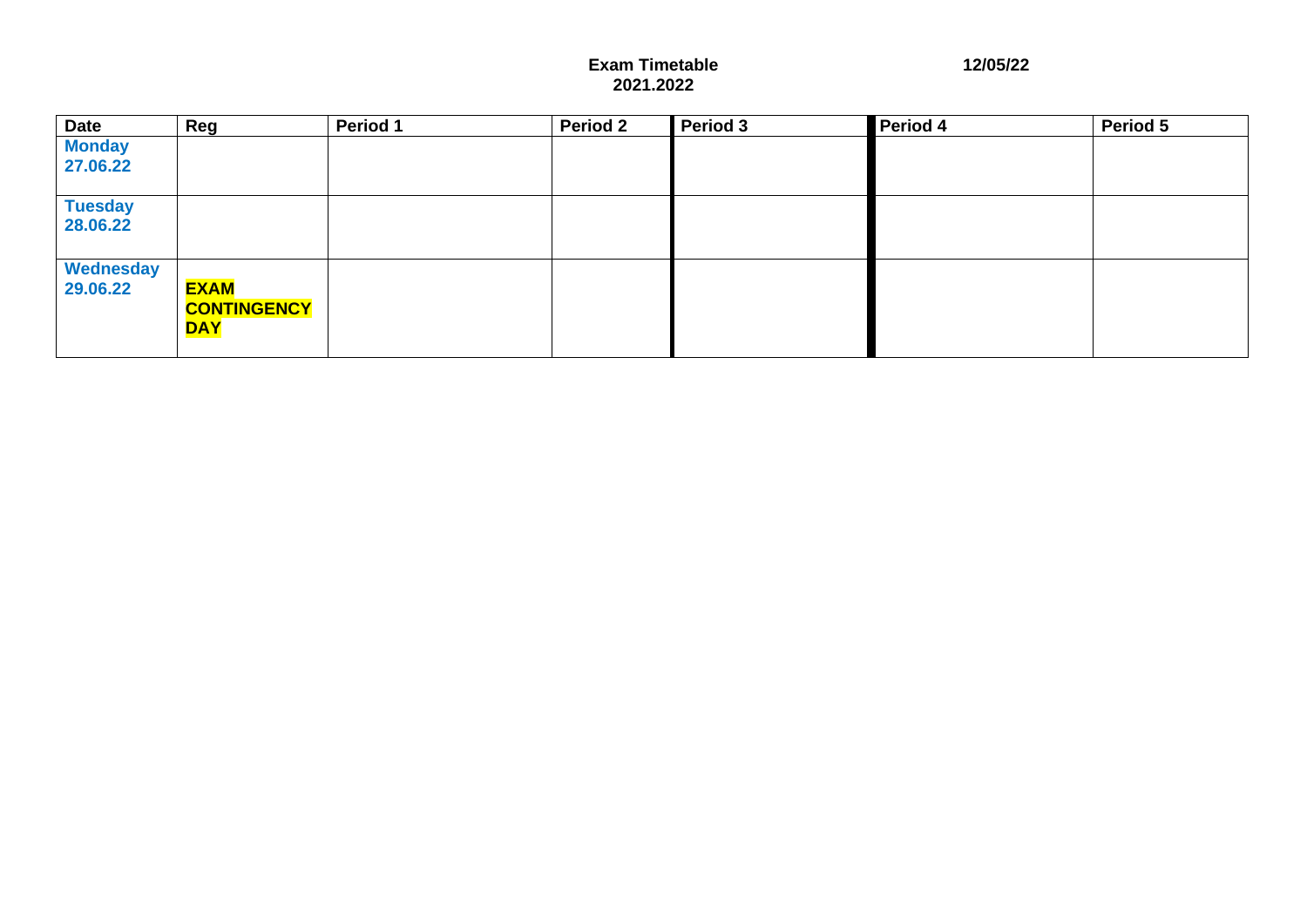**Exam Timetable 2021.2022** **12/05/22**

| Date | Reg | Period 1 | Period 2 | Period 3 | Period 4 | Period 5 |
|---|---|---|---|---|---|---|
| **Monday 27.06.22** | | | | | | |
| **Tuesday 28.06.22** | | | | | | |
| **Wednesday 29.06.22** | **EXAM CONTINGENCY DAY** | | | | | |